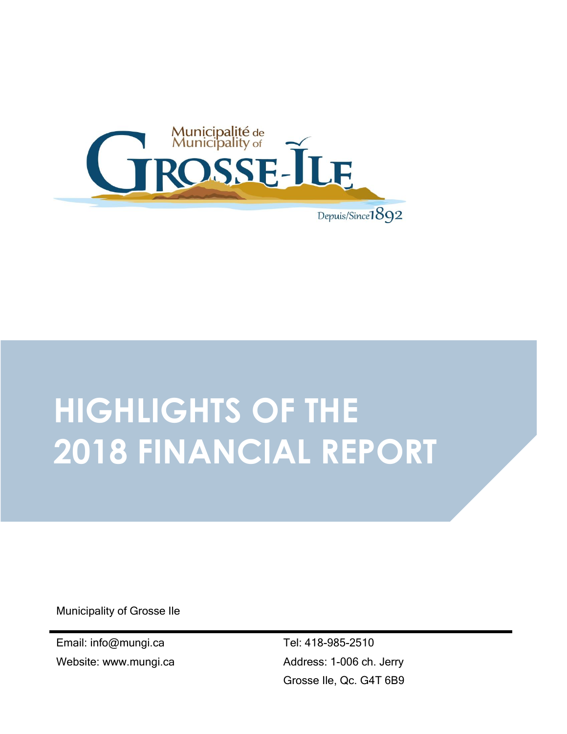Municipalité de
Municipality of
GROSSE-ÎLE
Depuis/Since 1892

# HIGHLIGHTS OF THE 2018 FINANCIAL REPORT

Municipality of Grosse Ile

Email: info@mungi.ca

Website: www.mungi.ca

Tel: 418-985-2510

Address: 1-006 ch. Jerry

Grosse Ile, Qc. G4T 6B9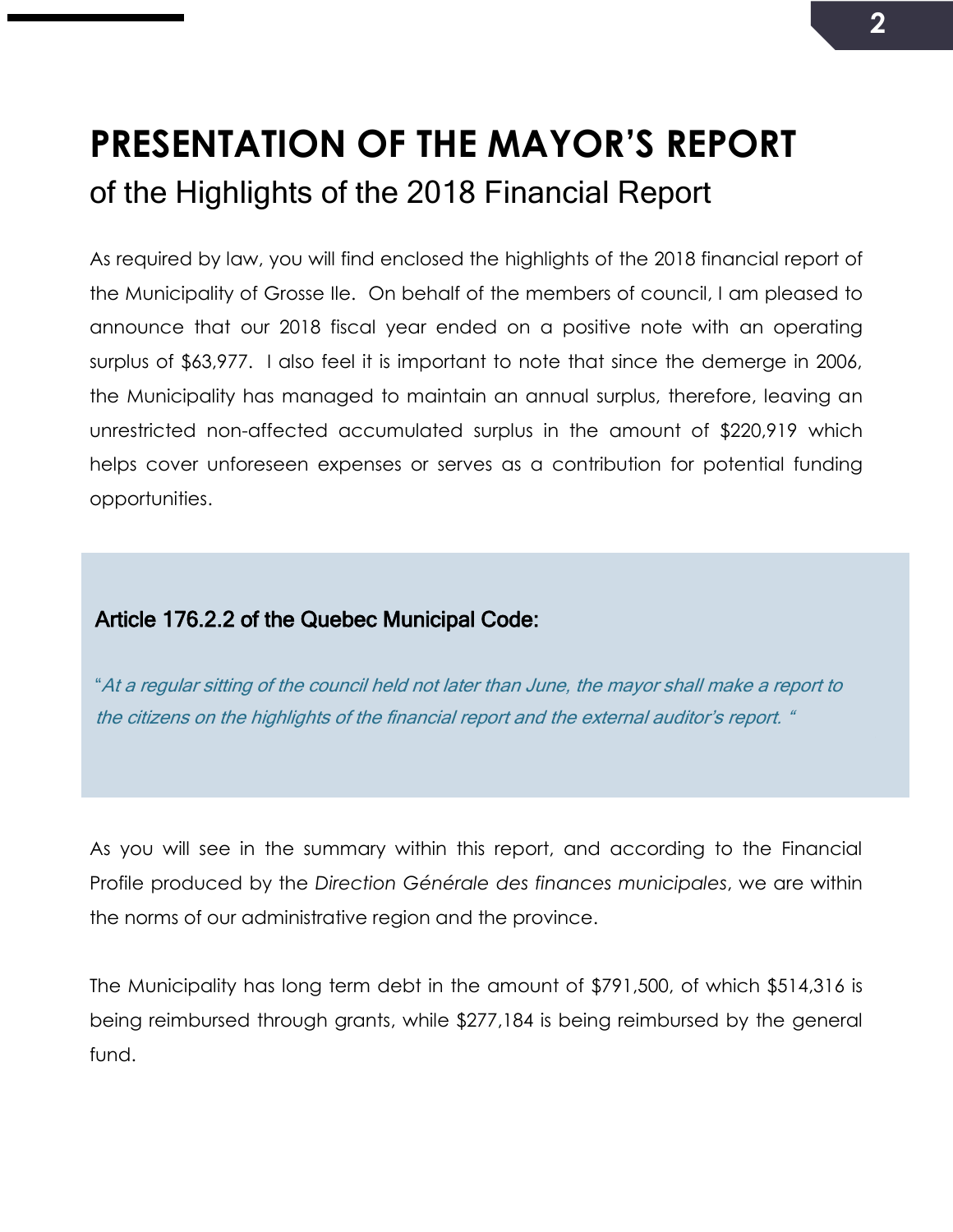# PRESENTATION OF THE MAYOR'S REPORT

## of the Highlights of the 2018 Financial Report

As required by law, you will find enclosed the highlights of the 2018 financial report of the Municipality of Grosse Ile. On behalf of the members of council, I am pleased to announce that our 2018 fiscal year ended on a positive note with an operating surplus of $63,977. I also feel it is important to note that since the demerge in 2006, the Municipality has managed to maintain an annual surplus, therefore, leaving an unrestricted non-affected accumulated surplus in the amount of $220,919 which helps cover unforeseen expenses or serves as a contribution for potential funding opportunities.

> **Article 176.2.2 of the Quebec Municipal Code:**
>
> "*At a regular sitting of the council held not later than June, the mayor shall make a report to the citizens on the highlights of the financial report and the external auditor's report.* "

As you will see in the summary within this report, and according to the Financial Profile produced by the *Direction Générale des finances municipales*, we are within the norms of our administrative region and the province.

The Municipality has long term debt in the amount of $791,500, of which $514,316 is being reimbursed through grants, while $277,184 is being reimbursed by the general fund.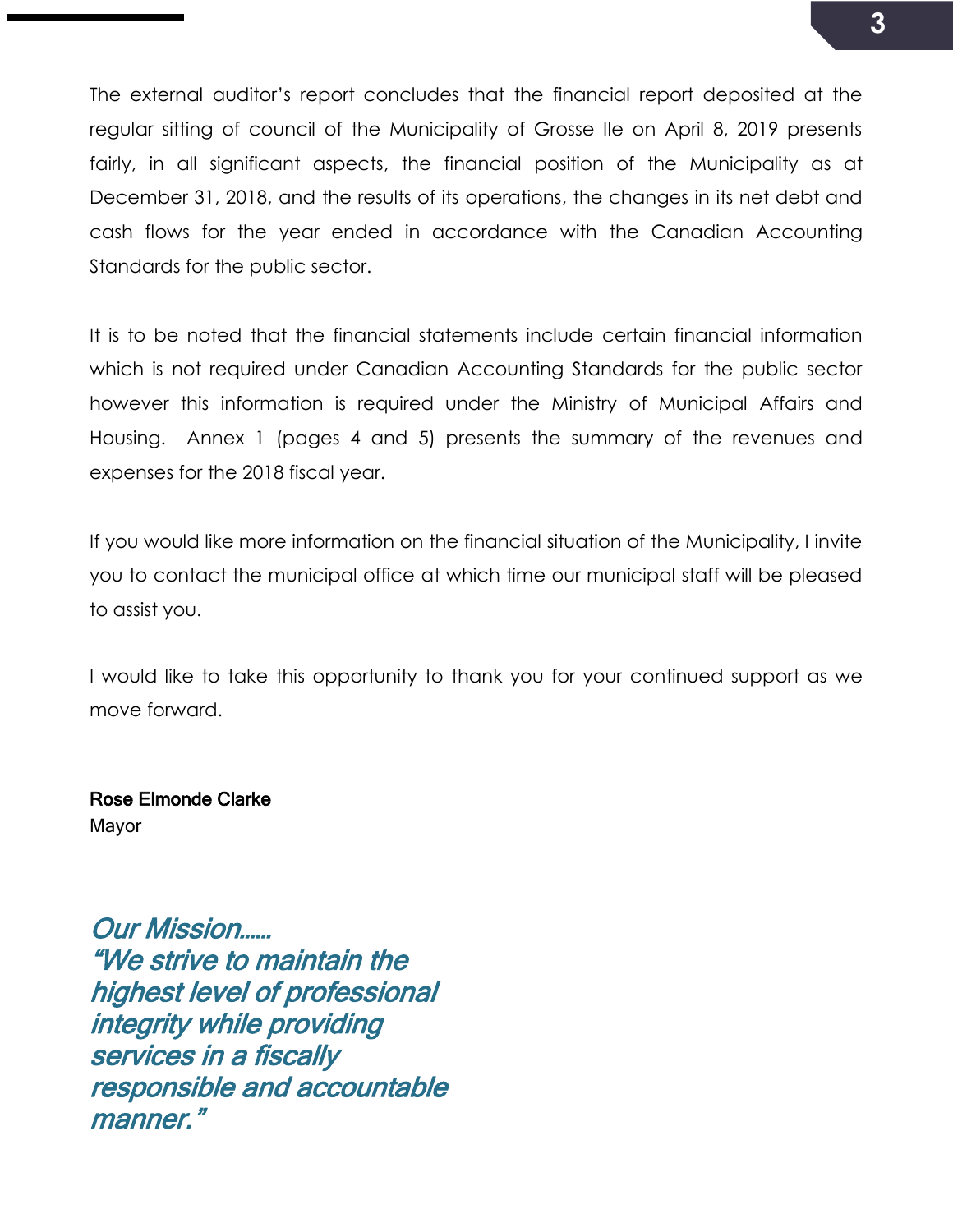The external auditor's report concludes that the financial report deposited at the regular sitting of council of the Municipality of Grosse Ile on April 8, 2019 presents fairly, in all significant aspects, the financial position of the Municipality as at December 31, 2018, and the results of its operations, the changes in its net debt and cash flows for the year ended in accordance with the Canadian Accounting Standards for the public sector.

It is to be noted that the financial statements include certain financial information which is not required under Canadian Accounting Standards for the public sector however this information is required under the Ministry of Municipal Affairs and Housing. Annex 1 (pages 4 and 5) presents the summary of the revenues and expenses for the 2018 fiscal year.

If you would like more information on the financial situation of the Municipality, I invite you to contact the municipal office at which time our municipal staff will be pleased to assist you.

I would like to take this opportunity to thank you for your continued support as we move forward.

**Rose Elmonde Clarke**
Mayor

***Our Mission……***
***"We strive to maintain the highest level of professional integrity while providing services in a fiscally responsible and accountable manner."***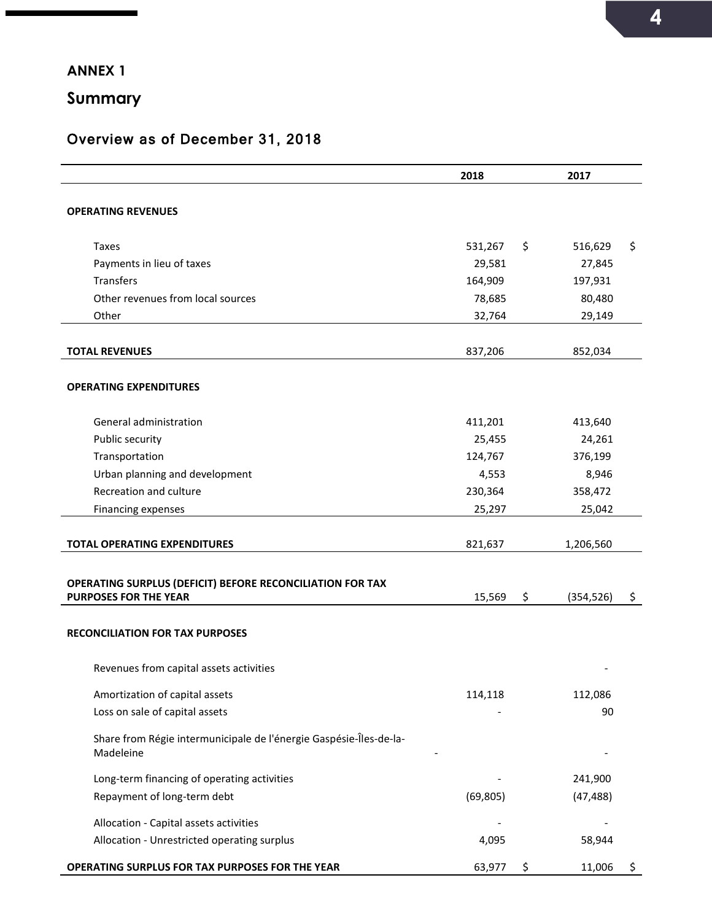## ANNEX 1

## Summary

### Overview as of December 31, 2018

| | 2018 | | 2017 | |
|---|---|---|---|---|
| **OPERATING REVENUES** | | | | |
| Taxes | 531,267 | $ | 516,629 | $ |
| Payments in lieu of taxes | 29,581 | | 27,845 | |
| Transfers | 164,909 | | 197,931 | |
| Other revenues from local sources | 78,685 | | 80,480 | |
| Other | 32,764 | | 29,149 | |
| **TOTAL REVENUES** | 837,206 | | 852,034 | |
| **OPERATING EXPENDITURES** | | | | |
| General administration | 411,201 | | 413,640 | |
| Public security | 25,455 | | 24,261 | |
| Transportation | 124,767 | | 376,199 | |
| Urban planning and development | 4,553 | | 8,946 | |
| Recreation and culture | 230,364 | | 358,472 | |
| Financing expenses | 25,297 | | 25,042 | |
| **TOTAL OPERATING EXPENDITURES** | 821,637 | | 1,206,560 | |
| **OPERATING SURPLUS (DEFICIT) BEFORE RECONCILIATION FOR TAX PURPOSES FOR THE YEAR** | 15,569 | $ | (354,526) | $ |
| **RECONCILIATION FOR TAX PURPOSES** | | | | |
| Revenues from capital assets activities | | | - | |
| Amortization of capital assets | 114,118 | | 112,086 | |
| Loss on sale of capital assets | - | | 90 | |
| Share from Régie intermunicipale de l'énergie Gaspésie-Îles-de-la-Madeleine | - | | - | |
| Long-term financing of operating activities | - | | 241,900 | |
| Repayment of long-term debt | (69,805) | | (47,488) | |
| Allocation - Capital assets activities | - | | - | |
| Allocation - Unrestricted operating surplus | 4,095 | | 58,944 | |
| **OPERATING SURPLUS FOR TAX PURPOSES FOR THE YEAR** | 63,977 | $ | 11,006 | $ |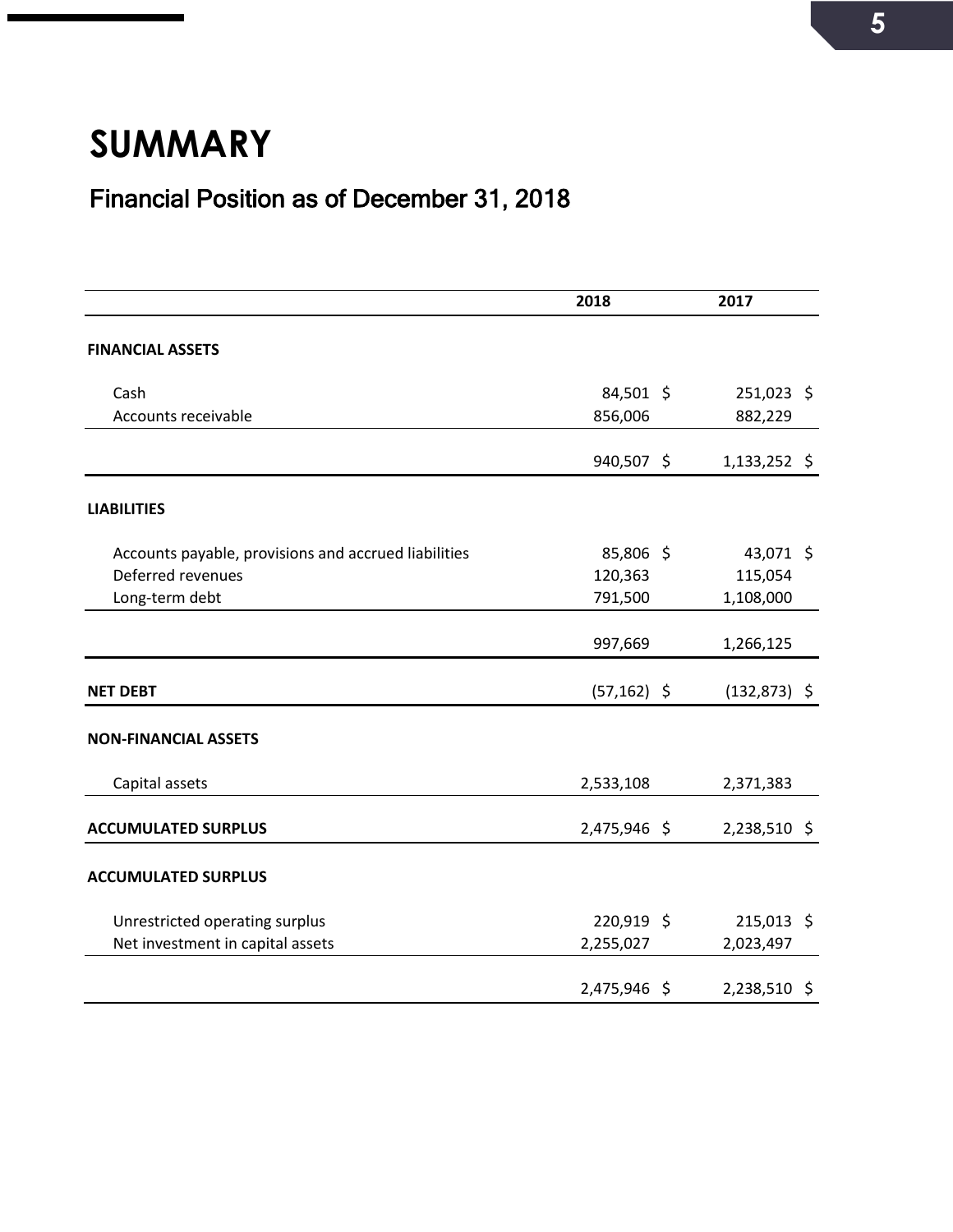# SUMMARY

## Financial Position as of December 31, 2018

| | 2018 | | 2017 | |
|---|---|---|---|---|
| **FINANCIAL ASSETS** | | | | |
| Cash | 84,501 | $ | 251,023 | $ |
| Accounts receivable | 856,006 | | 882,229 | |
| | 940,507 | $ | 1,133,252 | $ |
| **LIABILITIES** | | | | |
| Accounts payable, provisions and accrued liabilities | 85,806 | $ | 43,071 | $ |
| Deferred revenues | 120,363 | | 115,054 | |
| Long-term debt | 791,500 | | 1,108,000 | |
| | 997,669 | | 1,266,125 | |
| **NET DEBT** | (57,162) | $ | (132,873) | $ |
| **NON-FINANCIAL ASSETS** | | | | |
| Capital assets | 2,533,108 | | 2,371,383 | |
| **ACCUMULATED SURPLUS** | 2,475,946 | $ | 2,238,510 | $ |
| **ACCUMULATED SURPLUS** | | | | |
| Unrestricted operating surplus | 220,919 | $ | 215,013 | $ |
| Net investment in capital assets | 2,255,027 | | 2,023,497 | |
| | 2,475,946 | $ | 2,238,510 | $ |